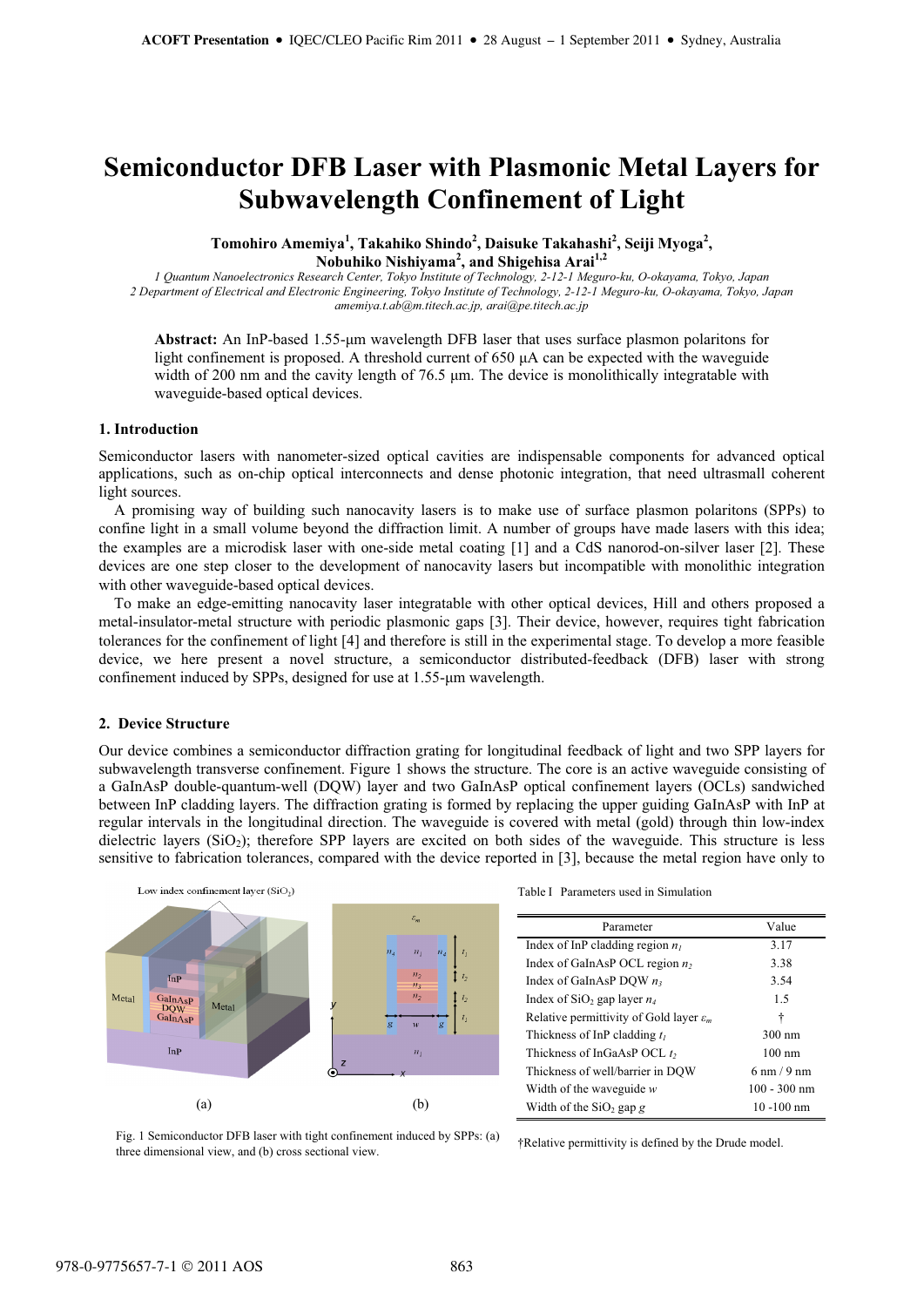# Semiconductor DFB Laser with Plasmonic Metal Layers for Subwavelength Confinement of Light

**Tomohiro Amemiya[1], Takahiko Shindo[2], Daisuke Takahashi[2], Seiji Myoga[2], Nobuhiko Nishiyama[2], and Shigehisa Arai[1,2]**

*1 Quantum Nanoelectronics Research Center, Tokyo Institute of Technology, 2-12-1 Meguro-ku, O-okayama, Tokyo, Japan*
*2 Department of Electrical and Electronic Engineering, Tokyo Institute of Technology, 2-12-1 Meguro-ku, O-okayama, Tokyo, Japan*
*amemiya.t.ab@m.titech.ac.jp, arai@pe.titech.ac.jp*

**Abstract:** An InP-based 1.55-µm wavelength DFB laser that uses surface plasmon polaritons for light confinement is proposed. A threshold current of 650 µA can be expected with the waveguide width of 200 nm and the cavity length of 76.5 µm. The device is monolithically integratable with waveguide-based optical devices.

## 1. Introduction

Semiconductor lasers with nanometer-sized optical cavities are indispensable components for advanced optical applications, such as on-chip optical interconnects and dense photonic integration, that need ultrasmall coherent light sources.

A promising way of building such nanocavity lasers is to make use of surface plasmon polaritons (SPPs) to confine light in a small volume beyond the diffraction limit. A number of groups have made lasers with this idea; the examples are a microdisk laser with one-side metal coating [1] and a CdS nanorod-on-silver laser [2]. These devices are one step closer to the development of nanocavity lasers but incompatible with monolithic integration with other waveguide-based optical devices.

To make an edge-emitting nanocavity laser integratable with other optical devices, Hill and others proposed a metal-insulator-metal structure with periodic plasmonic gaps [3]. Their device, however, requires tight fabrication tolerances for the confinement of light [4] and therefore is still in the experimental stage. To develop a more feasible device, we here present a novel structure, a semiconductor distributed-feedback (DFB) laser with strong confinement induced by SPPs, designed for use at 1.55-µm wavelength.

## 2. Device Structure

Our device combines a semiconductor diffraction grating for longitudinal feedback of light and two SPP layers for subwavelength transverse confinement. Figure 1 shows the structure. The core is an active waveguide consisting of a GaInAsP double-quantum-well (DQW) layer and two GaInAsP optical confinement layers (OCLs) sandwiched between InP cladding layers. The diffraction grating is formed by replacing the upper guiding GaInAsP with InP at regular intervals in the longitudinal direction. The waveguide is covered with metal (gold) through thin low-index dielectric layers ($SiO_2$); therefore SPP layers are excited on both sides of the waveguide. This structure is less sensitive to fabrication tolerances, compared with the device reported in [3], because the metal region have only to

Fig. 1 Semiconductor DFB laser with tight confinement induced by SPPs: (a) three dimensional view, and (b) cross sectional view.

Table I Parameters used in Simulation

| Parameter | Value |
|---|---|
| Index of InP cladding region $n_1$ | 3.17 |
| Index of GaInAsP OCL region $n_2$ | 3.38 |
| Index of GaInAsP DQW $n_3$ | 3.54 |
| Index of $SiO_2$ gap layer $n_4$ | 1.5 |
| Relative permittivity of Gold layer $\varepsilon_m$ | † |
| Thickness of InP cladding $t_1$ | 300 nm |
| Thickness of InGaAsP OCL $t_2$ | 100 nm |
| Thickness of well/barrier in DQW | 6 nm / 9 nm |
| Width of the waveguide $w$ | 100 - 300 nm |
| Width of the $SiO_2$ gap $g$ | 10 -100 nm |

†Relative permittivity is defined by the Drude model.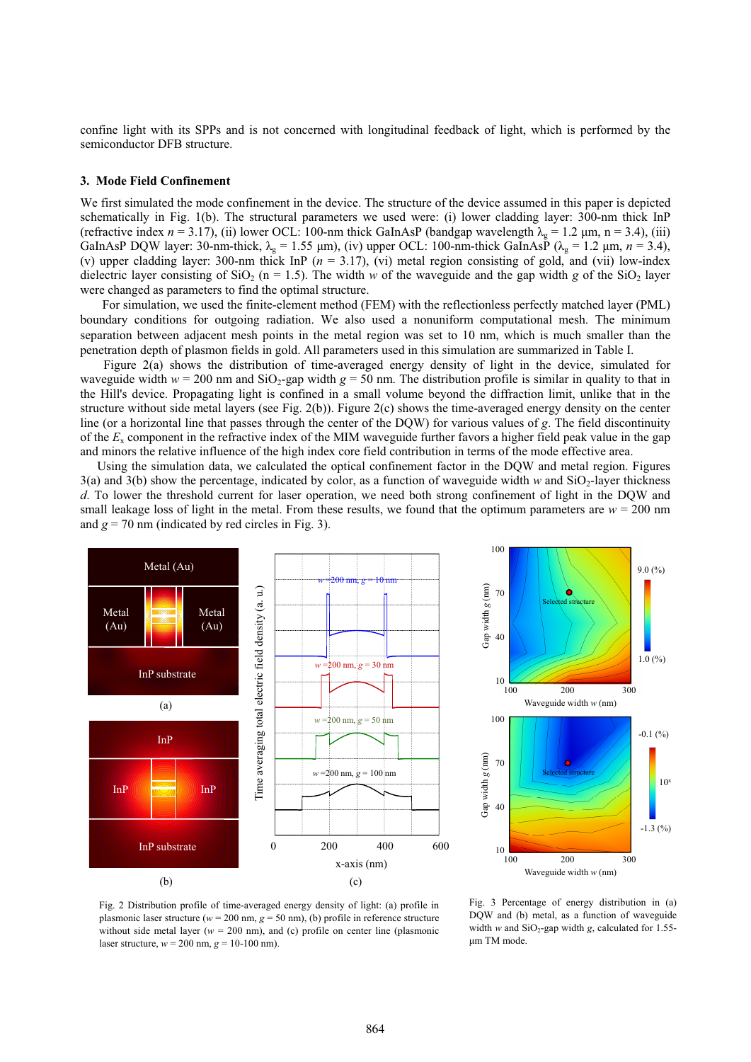confine light with its SPPs and is not concerned with longitudinal feedback of light, which is performed by the semiconductor DFB structure.

## 3. Mode Field Confinement

We first simulated the mode confinement in the device. The structure of the device assumed in this paper is depicted schematically in Fig. 1(b). The structural parameters we used were: (i) lower cladding layer: 300-nm thick InP (refractive index $n$ = 3.17), (ii) lower OCL: 100-nm thick GaInAsP (bandgap wavelength $\lambda_g$ = 1.2 μm, n = 3.4), (iii) GaInAsP DQW layer: 30-nm-thick, $\lambda_g$ = 1.55 μm), (iv) upper OCL: 100-nm-thick GaInAsP ($\lambda_g$ = 1.2 μm, $n$ = 3.4), (v) upper cladding layer: 300-nm thick InP ($n$ = 3.17), (vi) metal region consisting of gold, and (vii) low-index dielectric layer consisting of $SiO_2$ (n = 1.5). The width $w$ of the waveguide and the gap width $g$ of the $SiO_2$ layer were changed as parameters to find the optimal structure.

For simulation, we used the finite-element method (FEM) with the reflectionless perfectly matched layer (PML) boundary conditions for outgoing radiation. We also used a nonuniform computational mesh. The minimum separation between adjacent mesh points in the metal region was set to 10 nm, which is much smaller than the penetration depth of plasmon fields in gold. All parameters used in this simulation are summarized in Table I.

Figure 2(a) shows the distribution of time-averaged energy density of light in the device, simulated for waveguide width $w$ = 200 nm and $SiO_2$-gap width $g$ = 50 nm. The distribution profile is similar in quality to that in the Hill's device. Propagating light is confined in a small volume beyond the diffraction limit, unlike that in the structure without side metal layers (see Fig. 2(b)). Figure 2(c) shows the time-averaged energy density on the center line (or a horizontal line that passes through the center of the DQW) for various values of $g$. The field discontinuity of the $E_x$ component in the refractive index of the MIM waveguide further favors a higher field peak value in the gap and minors the relative influence of the high index core field contribution in terms of the mode effective area.

Using the simulation data, we calculated the optical confinement factor in the DQW and metal region. Figures 3(a) and 3(b) show the percentage, indicated by color, as a function of waveguide width $w$ and $SiO_2$-layer thickness $d$. To lower the threshold current for laser operation, we need both strong confinement of light in the DQW and small leakage loss of light in the metal. From these results, we found that the optimum parameters are $w$ = 200 nm and $g$ = 70 nm (indicated by red circles in Fig. 3).

Fig. 2 Distribution profile of time-averaged energy density of light: (a) profile in plasmonic laser structure ($w$ = 200 nm, $g$ = 50 nm), (b) profile in reference structure without side metal layer ($w$ = 200 nm), and (c) profile on center line (plasmonic laser structure, $w$ = 200 nm, $g$ = 10-100 nm).

Fig. 3 Percentage of energy distribution in (a) DQW and (b) metal, as a function of waveguide width $w$ and $SiO_2$-gap width $g$, calculated for 1.55-μm TM mode.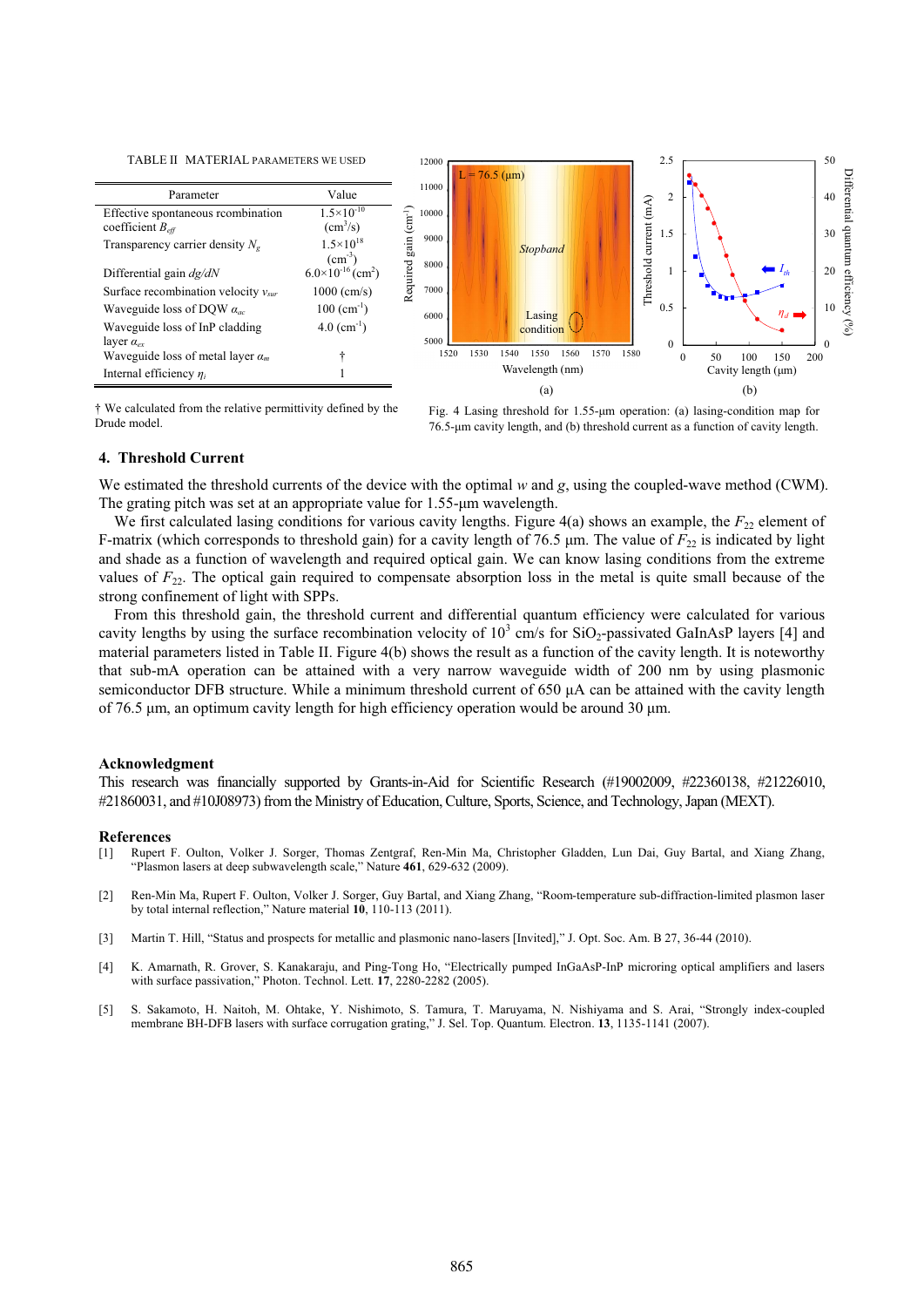TABLE II MATERIAL PARAMETERS WE USED

| Parameter | Value |
|---|---|
| Effective spontaneous rcombination coefficient $B_{eff}$ | $1.5\times10^{-10}$ ($cm^3$/s) |
| Transparency carrier density $N_g$ | $1.5\times10^{18}$ ($cm^{-3}$) |
| Differential gain $dg/dN$ | $6.0\times10^{-16}$ ($cm^2$) |
| Surface recombination velocity $v_{sur}$ | 1000 (cm/s) |
| Waveguide loss of DQW $\alpha_{ac}$ | 100 ($cm^{-1}$) |
| Waveguide loss of InP cladding layer $\alpha_{ex}$ | 4.0 ($cm^{-1}$) |
| Waveguide loss of metal layer $\alpha_m$ | † |
| Internal efficiency $\eta_i$ | 1 |

† We calculated from the relative permittivity defined by the Drude model.

L = 76.5 (μm)
Stopband
Lasing condition
Required gain ($cm^{-1}$)
Wavelength (nm)
(a)

Threshold current (mA)
Differential quantum efficiency (%)
$I_{th}$
$\eta_d$
Cavity length (μm)
(b)

Fig. 4 Lasing threshold for 1.55-μm operation: (a) lasing-condition map for 76.5-μm cavity length, and (b) threshold current as a function of cavity length.

## 4. Threshold Current

We estimated the threshold currents of the device with the optimal $w$ and $g$, using the coupled-wave method (CWM). The grating pitch was set at an appropriate value for 1.55-μm wavelength.

We first calculated lasing conditions for various cavity lengths. Figure 4(a) shows an example, the $F_{22}$ element of F-matrix (which corresponds to threshold gain) for a cavity length of 76.5 μm. The value of $F_{22}$ is indicated by light and shade as a function of wavelength and required optical gain. We can know lasing conditions from the extreme values of $F_{22}$. The optical gain required to compensate absorption loss in the metal is quite small because of the strong confinement of light with SPPs.

From this threshold gain, the threshold current and differential quantum efficiency were calculated for various cavity lengths by using the surface recombination velocity of $10^3$ cm/s for $SiO_2$-passivated GaInAsP layers [4] and material parameters listed in Table II. Figure 4(b) shows the result as a function of the cavity length. It is noteworthy that sub-mA operation can be attained with a very narrow waveguide width of 200 nm by using plasmonic semiconductor DFB structure. While a minimum threshold current of 650 μA can be attained with the cavity length of 76.5 μm, an optimum cavity length for high efficiency operation would be around 30 μm.

## Acknowledgment

This research was financially supported by Grants-in-Aid for Scientific Research (#19002009, #22360138, #21226010, #21860031, and #10J08973) from the Ministry of Education, Culture, Sports, Science, and Technology, Japan (MEXT).

## References

[1] Rupert F. Oulton, Volker J. Sorger, Thomas Zentgraf, Ren-Min Ma, Christopher Gladden, Lun Dai, Guy Bartal, and Xiang Zhang, “Plasmon lasers at deep subwavelength scale,” Nature **461**, 629-632 (2009).

[2] Ren-Min Ma, Rupert F. Oulton, Volker J. Sorger, Guy Bartal, and Xiang Zhang, “Room-temperature sub-diffraction-limited plasmon laser by total internal reflection,” Nature material **10**, 110-113 (2011).

[3] Martin T. Hill, “Status and prospects for metallic and plasmonic nano-lasers [Invited],” J. Opt. Soc. Am. B 27, 36-44 (2010).

[4] K. Amarnath, R. Grover, S. Kanakaraju, and Ping-Tong Ho, “Electrically pumped InGaAsP-InP microring optical amplifiers and lasers with surface passivation,” Photon. Technol. Lett. **17**, 2280-2282 (2005).

[5] S. Sakamoto, H. Naitoh, M. Ohtake, Y. Nishimoto, S. Tamura, T. Maruyama, N. Nishiyama and S. Arai, “Strongly index-coupled membrane BH-DFB lasers with surface corrugation grating,” J. Sel. Top. Quantum. Electron. **13**, 1135-1141 (2007).